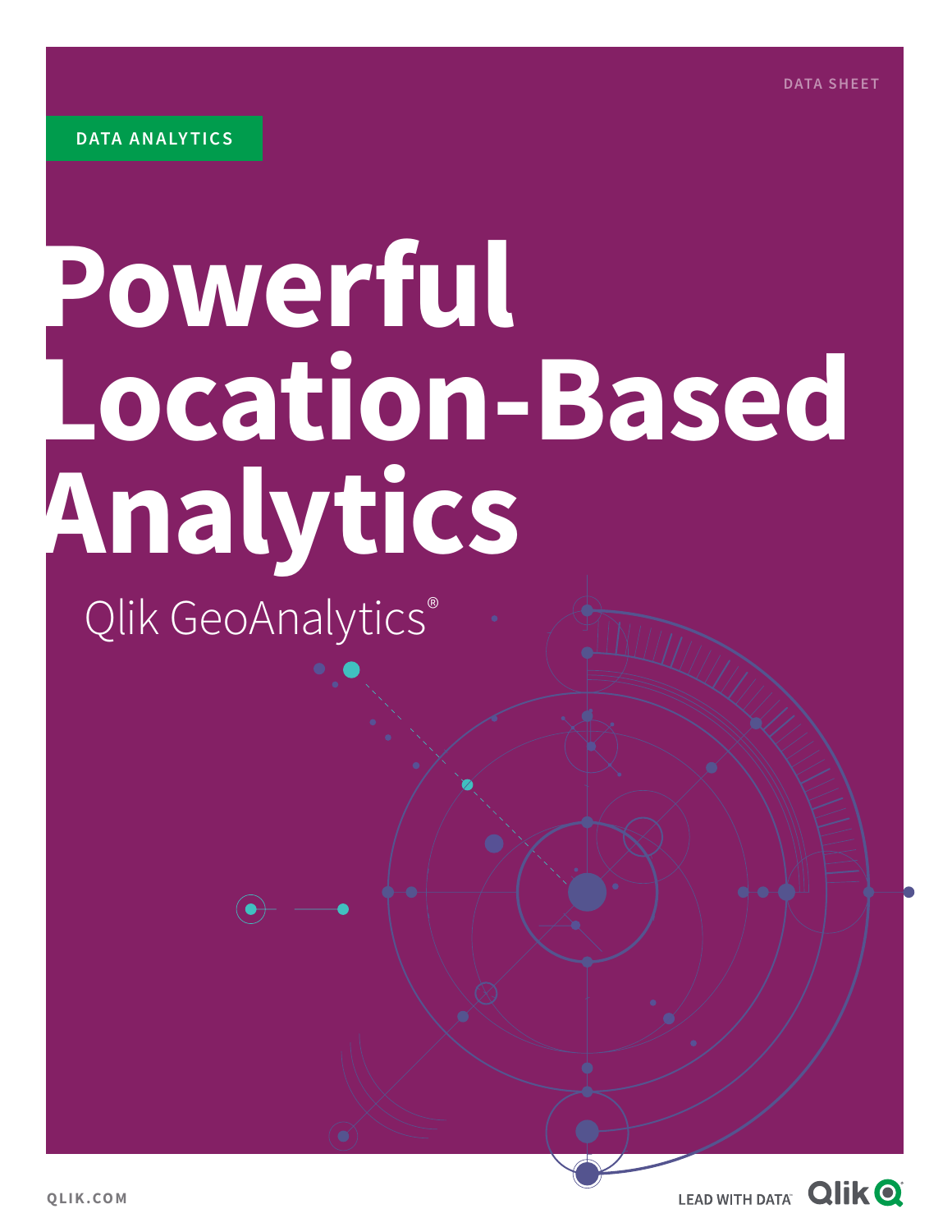DATA SHEET

DATA ANALYTICS

# Powerful Location-Based Analytics

## Qlik GeoAnalytics®

QLIK.COM

LEAD WITH DATA™ Qlik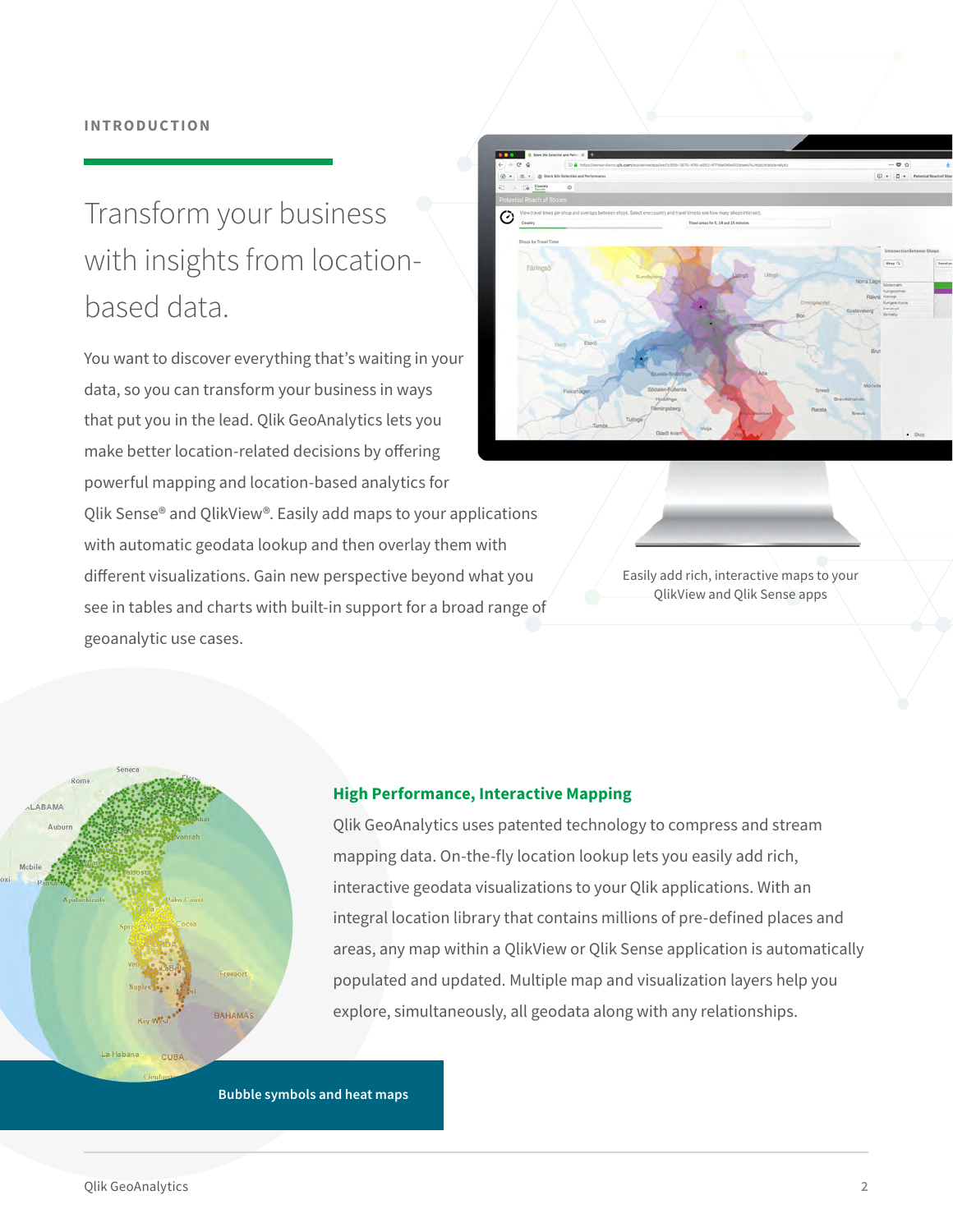INTRODUCTION

# Transform your business with insights from location-based data.

You want to discover everything that's waiting in your data, so you can transform your business in ways that put you in the lead. Qlik GeoAnalytics lets you make better location-related decisions by offering powerful mapping and location-based analytics for Qlik Sense® and QlikView®. Easily add maps to your applications with automatic geodata lookup and then overlay them with different visualizations. Gain new perspective beyond what you see in tables and charts with built-in support for a broad range of geoanalytic use cases.

Easily add rich, interactive maps to your QlikView and Qlik Sense apps

Bubble symbols and heat maps

## High Performance, Interactive Mapping

Qlik GeoAnalytics uses patented technology to compress and stream mapping data. On-the-fly location lookup lets you easily add rich, interactive geodata visualizations to your Qlik applications. With an integral location library that contains millions of pre-defined places and areas, any map within a QlikView or Qlik Sense application is automatically populated and updated. Multiple map and visualization layers help you explore, simultaneously, all geodata along with any relationships.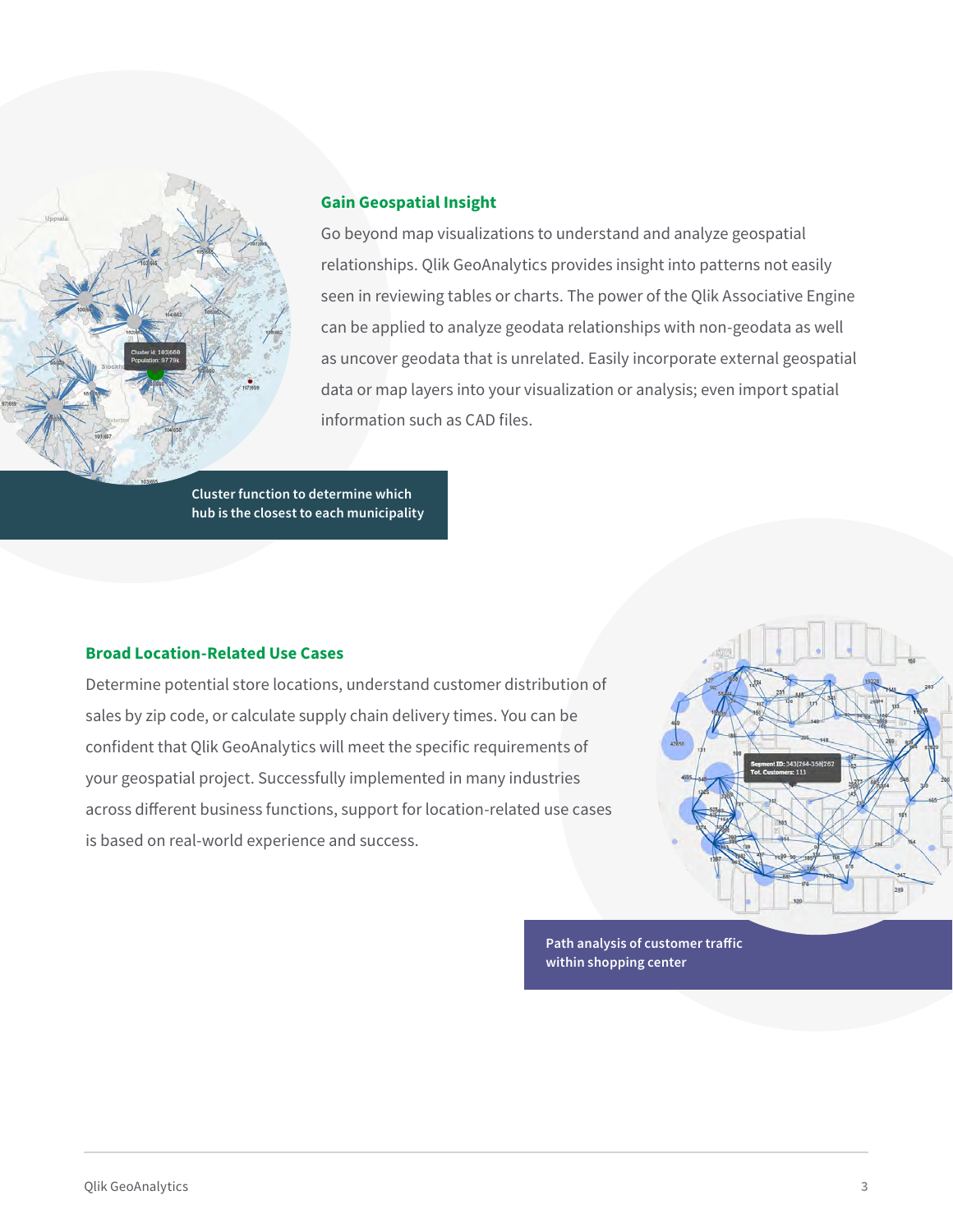## Gain Geospatial Insight

Go beyond map visualizations to understand and analyze geospatial relationships. Qlik GeoAnalytics provides insight into patterns not easily seen in reviewing tables or charts. The power of the Qlik Associative Engine can be applied to analyze geodata relationships with non-geodata as well as uncover geodata that is unrelated. Easily incorporate external geospatial data or map layers into your visualization or analysis; even import spatial information such as CAD files.

**Cluster function to determine which hub is the closest to each municipality**

## Broad Location-Related Use Cases

Determine potential store locations, understand customer distribution of sales by zip code, or calculate supply chain delivery times. You can be confident that Qlik GeoAnalytics will meet the specific requirements of your geospatial project. Successfully implemented in many industries across different business functions, support for location-related use cases is based on real-world experience and success.

**Path analysis of customer traffic within shopping center**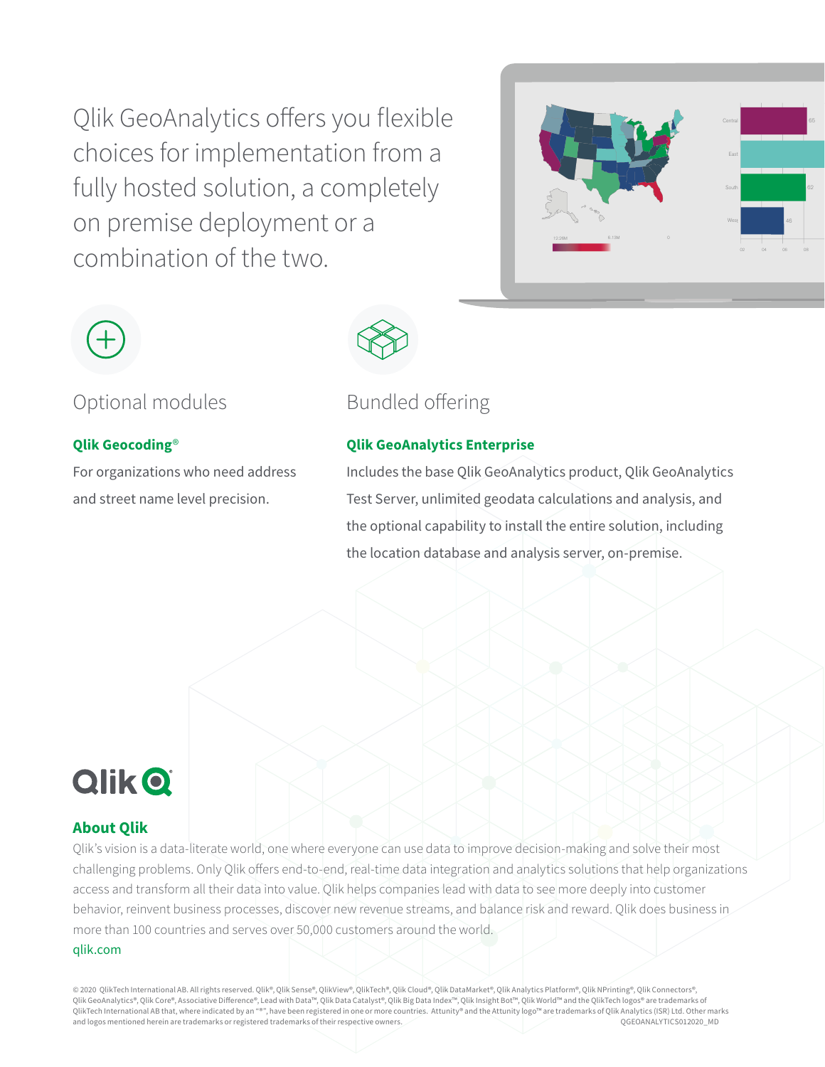Qlik GeoAnalytics offers you flexible choices for implementation from a fully hosted solution, a completely on premise deployment or a combination of the two.

## Optional modules

**Qlik Geocoding®**

For organizations who need address and street name level precision.

## Bundled offering

**Qlik GeoAnalytics Enterprise**

Includes the base Qlik GeoAnalytics product, Qlik GeoAnalytics Test Server, unlimited geodata calculations and analysis, and the optional capability to install the entire solution, including the location database and analysis server, on-premise.

## About Qlik

Qlik's vision is a data-literate world, one where everyone can use data to improve decision-making and solve their most challenging problems. Only Qlik offers end-to-end, real-time data integration and analytics solutions that help organizations access and transform all their data into value. Qlik helps companies lead with data to see more deeply into customer behavior, reinvent business processes, discover new revenue streams, and balance risk and reward. Qlik does business in more than 100 countries and serves over 50,000 customers around the world.

qlik.com

© 2020 QlikTech International AB. All rights reserved. Qlik®, Qlik Sense®, QlikView®, QlikTech®, Qlik Cloud®, Qlik DataMarket®, Qlik Analytics Platform®, Qlik NPrinting®, Qlik Connectors®, Qlik GeoAnalytics®, Qlik Core®, Associative Difference®, Lead with Data™, Qlik Data Catalyst®, Qlik Big Data Index™, Qlik Insight Bot™, Qlik World™ and the QlikTech logos® are trademarks of QlikTech International AB that, where indicated by an "®", have been registered in one or more countries. Attunity® and the Attunity logo™ are trademarks of Qlik Analytics (ISR) Ltd. Other marks and logos mentioned herein are trademarks or registered trademarks of their respective owners. QGEOANALYTICS012020_MD